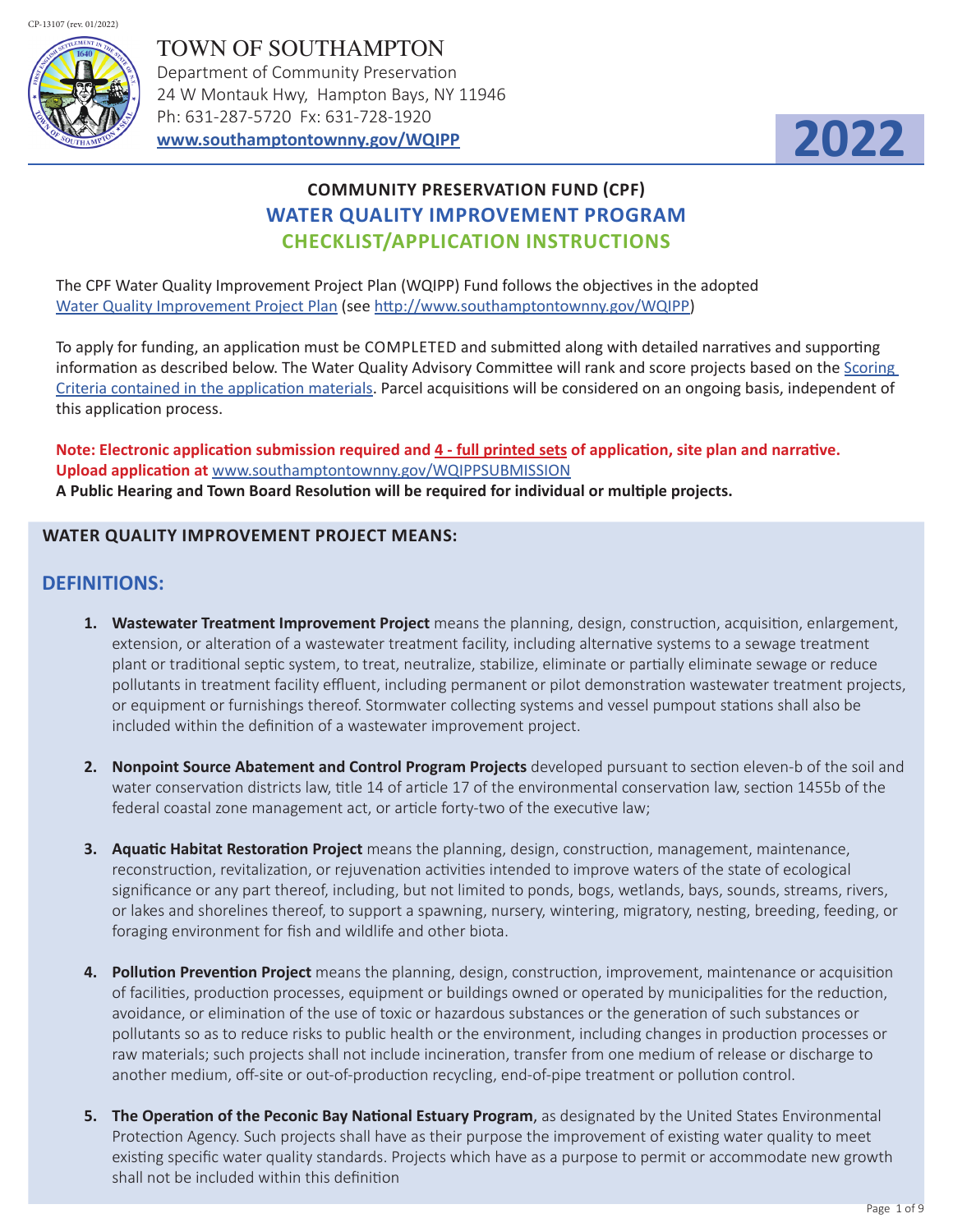CP-13107 (rev. 01/2022)

# TOWN OF SOUTHAMPTON

Department of Community Preservation
24 W Montauk Hwy, Hampton Bays, NY 11946
Ph: 631-287-5720 Fx: 631-728-1920
**[www.southamptontownny.gov/WQIPP](www.southamptontownny.gov/WQIPP)**

**2022**

## COMMUNITY PRESERVATION FUND (CPF)
## WATER QUALITY IMPROVEMENT PROGRAM
## CHECKLIST/APPLICATION INSTRUCTIONS

The CPF Water Quality Improvement Project Plan (WQIPP) Fund follows the objectives in the adopted Water Quality Improvement Project Plan (see http://www.southamptontownny.gov/WQIPP)

To apply for funding, an application must be COMPLETED and submitted along with detailed narratives and supporting information as described below. The Water Quality Advisory Committee will rank and score projects based on the Scoring Criteria contained in the application materials. Parcel acquisitions will be considered on an ongoing basis, independent of this application process.

**Note: Electronic application submission required and 4 - full printed sets of application, site plan and narrative.**
**Upload application at** www.southamptontownny.gov/WQIPPSUBMISSION
**A Public Hearing and Town Board Resolution will be required for individual or multiple projects.**

### WATER QUALITY IMPROVEMENT PROJECT MEANS:

## DEFINITIONS:

1. **Wastewater Treatment Improvement Project** means the planning, design, construction, acquisition, enlargement, extension, or alteration of a wastewater treatment facility, including alternative systems to a sewage treatment plant or traditional septic system, to treat, neutralize, stabilize, eliminate or partially eliminate sewage or reduce pollutants in treatment facility effluent, including permanent or pilot demonstration wastewater treatment projects, or equipment or furnishings thereof. Stormwater collecting systems and vessel pumpout stations shall also be included within the definition of a wastewater improvement project.

2. **Nonpoint Source Abatement and Control Program Projects** developed pursuant to section eleven-b of the soil and water conservation districts law, title 14 of article 17 of the environmental conservation law, section 1455b of the federal coastal zone management act, or article forty-two of the executive law;

3. **Aquatic Habitat Restoration Project** means the planning, design, construction, management, maintenance, reconstruction, revitalization, or rejuvenation activities intended to improve waters of the state of ecological significance or any part thereof, including, but not limited to ponds, bogs, wetlands, bays, sounds, streams, rivers, or lakes and shorelines thereof, to support a spawning, nursery, wintering, migratory, nesting, breeding, feeding, or foraging environment for fish and wildlife and other biota.

4. **Pollution Prevention Project** means the planning, design, construction, improvement, maintenance or acquisition of facilities, production processes, equipment or buildings owned or operated by municipalities for the reduction, avoidance, or elimination of the use of toxic or hazardous substances or the generation of such substances or pollutants so as to reduce risks to public health or the environment, including changes in production processes or raw materials; such projects shall not include incineration, transfer from one medium of release or discharge to another medium, off-site or out-of-production recycling, end-of-pipe treatment or pollution control.

5. **The Operation of the Peconic Bay National Estuary Program**, as designated by the United States Environmental Protection Agency. Such projects shall have as their purpose the improvement of existing water quality to meet existing specific water quality standards. Projects which have as a purpose to permit or accommodate new growth shall not be included within this definition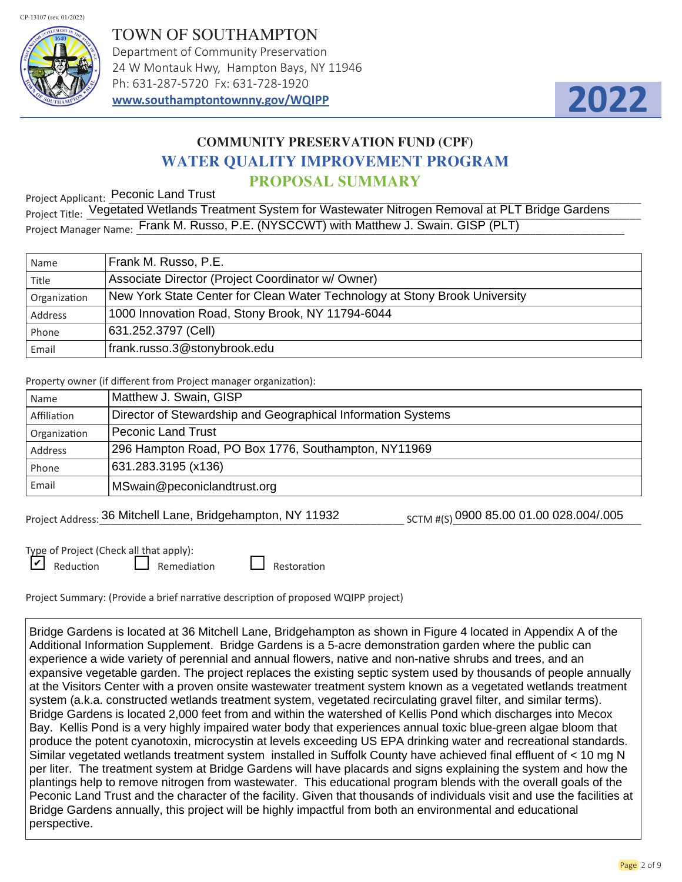CP-13107 (rev. 01/2022)

# TOWN OF SOUTHAMPTON

Department of Community Preservation
24 W Montauk Hwy, Hampton Bays, NY 11946
Ph: 631-287-5720 Fx: 631-728-1920
**www.southamptontownny.gov/WQIPP**

**2022**

## COMMUNITY PRESERVATION FUND (CPF)
## WATER QUALITY IMPROVEMENT PROGRAM
## PROPOSAL SUMMARY

Project Applicant: Peconic Land Trust

Project Title: Vegetated Wetlands Treatment System for Wastewater Nitrogen Removal at PLT Bridge Gardens

Project Manager Name: Frank M. Russo, P.E. (NYSCCWT) with Matthew J. Swain. GISP (PLT)

| | |
|---|---|
| Name | Frank M. Russo, P.E. |
| Title | Associate Director (Project Coordinator w/ Owner) |
| Organization | New York State Center for Clean Water Technology at Stony Brook University |
| Address | 1000 Innovation Road, Stony Brook, NY 11794-6044 |
| Phone | 631.252.3797 (Cell) |
| Email | frank.russo.3@stonybrook.edu |

Property owner (if different from Project manager organization):

| | |
|---|---|
| Name | Matthew J. Swain, GISP |
| Affiliation | Director of Stewardship and Geographical Information Systems |
| Organization | Peconic Land Trust |
| Address | 296 Hampton Road, PO Box 1776, Southampton, NY11969 |
| Phone | 631.283.3195 (x136) |
| Email | MSwain@peconiclandtrust.org |

Project Address: 36 Mitchell Lane, Bridgehampton, NY 11932 SCTM #(S) 0900 85.00 01.00 028.004/.005

Type of Project (Check all that apply):

- [x] Reduction
- [ ] Remediation
- [ ] Restoration

Project Summary: (Provide a brief narrative description of proposed WQIPP project)

Bridge Gardens is located at 36 Mitchell Lane, Bridgehampton as shown in Figure 4 located in Appendix A of the Additional Information Supplement. Bridge Gardens is a 5-acre demonstration garden where the public can experience a wide variety of perennial and annual flowers, native and non-native shrubs and trees, and an expansive vegetable garden. The project replaces the existing septic system used by thousands of people annually at the Visitors Center with a proven onsite wastewater treatment system known as a vegetated wetlands treatment system (a.k.a. constructed wetlands treatment system, vegetated recirculating gravel filter, and similar terms). Bridge Gardens is located 2,000 feet from and within the watershed of Kellis Pond which discharges into Mecox Bay. Kellis Pond is a very highly impaired water body that experiences annual toxic blue-green algae bloom that produce the potent cyanotoxin, microcystin at levels exceeding US EPA drinking water and recreational standards. Similar vegetated wetlands treatment system installed in Suffolk County have achieved final effluent of < 10 mg N per liter. The treatment system at Bridge Gardens will have placards and signs explaining the system and how the plantings help to remove nitrogen from wastewater. This educational program blends with the overall goals of the Peconic Land Trust and the character of the facility. Given that thousands of individuals visit and use the facilities at Bridge Gardens annually, this project will be highly impactful from both an environmental and educational perspective.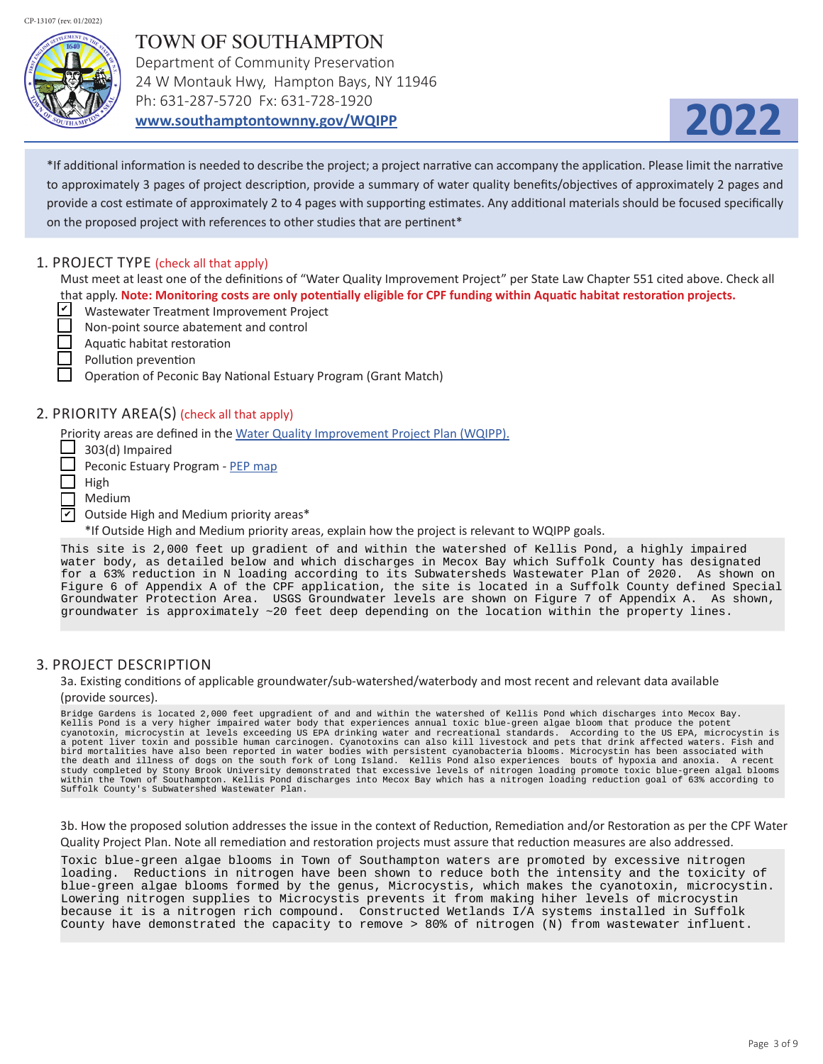CP-13107 (rev. 01/2022)

# TOWN OF SOUTHAMPTON

Department of Community Preservation
24 W Montauk Hwy, Hampton Bays, NY 11946
Ph: 631-287-5720 Fx: 631-728-1920
**www.southamptontownny.gov/WQIPP**

**2022**

*If additional information is needed to describe the project; a project narrative can accompany the application. Please limit the narrative to approximately 3 pages of project description, provide a summary of water quality benefits/objectives of approximately 2 pages and provide a cost estimate of approximately 2 to 4 pages with supporting estimates. Any additional materials should be focused specifically on the proposed project with references to other studies that are pertinent*

## 1. PROJECT TYPE (check all that apply)

Must meet at least one of the definitions of "Water Quality Improvement Project" per State Law Chapter 551 cited above. Check all that apply. **Note: Monitoring costs are only potentially eligible for CPF funding within Aquatic habitat restoration projects.**

- [x] Wastewater Treatment Improvement Project
- [ ] Non-point source abatement and control
- [ ] Aquatic habitat restoration
- [ ] Pollution prevention
- [ ] Operation of Peconic Bay National Estuary Program (Grant Match)

## 2. PRIORITY AREA(S) (check all that apply)

Priority areas are defined in the Water Quality Improvement Project Plan (WQIPP).

- [ ] 303(d) Impaired
- [ ] Peconic Estuary Program - PEP map
- [ ] High
- [ ] Medium
- [x] Outside High and Medium priority areas*

*If Outside High and Medium priority areas, explain how the project is relevant to WQIPP goals.

This site is 2,000 feet up gradient of and within the watershed of Kellis Pond, a highly impaired water body, as detailed below and which discharges in Mecox Bay which Suffolk County has designated for a 63% reduction in N loading according to its Subwatersheds Wastewater Plan of 2020. As shown on Figure 6 of Appendix A of the CPF application, the site is located in a Suffolk County defined Special Groundwater Protection Area. USGS Groundwater levels are shown on Figure 7 of Appendix A. As shown, groundwater is approximately ~20 feet deep depending on the location within the property lines.

## 3. PROJECT DESCRIPTION

3a. Existing conditions of applicable groundwater/sub-watershed/waterbody and most recent and relevant data available (provide sources).

Bridge Gardens is located 2,000 feet upgradient of and and within the watershed of Kellis Pond which discharges into Mecox Bay. Kellis Pond is a very higher impaired water body that experiences annual toxic blue-green algae bloom that produce the potent cyanotoxin, microcystin at levels exceeding US EPA drinking water and recreational standards. According to the US EPA, microcystin is a potent liver toxin and possible human carcinogen. Cyanotoxins can also kill livestock and pets that drink affected waters. Fish and bird mortalities have also been reported in water bodies with persistent cyanobacteria blooms. Microcystin has been associated with the death and illness of dogs on the south fork of Long Island. Kellis Pond also experiences bouts of hypoxia and anoxia. A recent study completed by Stony Brook University demonstrated that excessive levels of nitrogen loading promote toxic blue-green algal blooms within the Town of Southampton. Kellis Pond discharges into Mecox Bay which has a nitrogen loading reduction goal of 63% according to Suffolk County's Subwatershed Wastewater Plan.

3b. How the proposed solution addresses the issue in the context of Reduction, Remediation and/or Restoration as per the CPF Water Quality Project Plan. Note all remediation and restoration projects must assure that reduction measures are also addressed.

Toxic blue-green algae blooms in Town of Southampton waters are promoted by excessive nitrogen loading. Reductions in nitrogen have been shown to reduce both the intensity and the toxicity of blue-green algae blooms formed by the genus, Microcystis, which makes the cyanotoxin, microcystin. Lowering nitrogen supplies to Microcystis prevents it from making hiher levels of microcystin because it is a nitrogen rich compound. Constructed Wetlands I/A systems installed in Suffolk County have demonstrated the capacity to remove > 80% of nitrogen (N) from wastewater influent.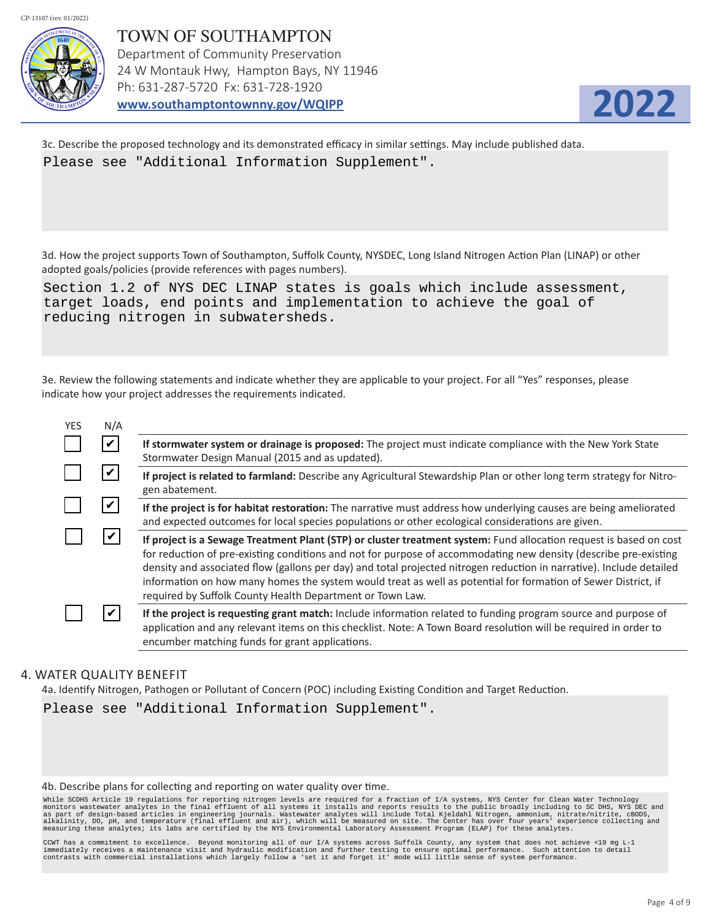TOWN OF SOUTHAMPTON
Department of Community Preservation
24 W Montauk Hwy, Hampton Bays, NY 11946
Ph: 631-287-5720 Fx: 631-728-1920
www.southamptontownny.gov/WQIPP

**2022**

3c. Describe the proposed technology and its demonstrated efficacy in similar settings. May include published data.

Please see "Additional Information Supplement".

3d. How the project supports Town of Southampton, Suffolk County, NYSDEC, Long Island Nitrogen Action Plan (LINAP) or other adopted goals/policies (provide references with pages numbers).

Section 1.2 of NYS DEC LINAP states is goals which include assessment, target loads, end points and implementation to achieve the goal of reducing nitrogen in subwatersheds.

3e. Review the following statements and indicate whether they are applicable to your project. For all "Yes" responses, please indicate how your project addresses the requirements indicated.

| YES | N/A | |
|---|---|---|
| ☐ | ☑ | **If stormwater system or drainage is proposed:** The project must indicate compliance with the New York State Stormwater Design Manual (2015 and as updated). |
| ☐ | ☑ | **If project is related to farmland:** Describe any Agricultural Stewardship Plan or other long term strategy for Nitrogen abatement. |
| ☐ | ☑ | **If the project is for habitat restoration:** The narrative must address how underlying causes are being ameliorated and expected outcomes for local species populations or other ecological considerations are given. |
| ☐ | ☑ | **If project is a Sewage Treatment Plant (STP) or cluster treatment system:** Fund allocation request is based on cost for reduction of pre-existing conditions and not for purpose of accommodating new density (describe pre-existing density and associated flow (gallons per day) and total projected nitrogen reduction in narrative). Include detailed information on how many homes the system would treat as well as potential for formation of Sewer District, if required by Suffolk County Health Department or Town Law. |
| ☐ | ☑ | **If the project is requesting grant match:** Include information related to funding program source and purpose of application and any relevant items on this checklist. Note: A Town Board resolution will be required in order to encumber matching funds for grant applications. |

## 4. WATER QUALITY BENEFIT

4a. Identify Nitrogen, Pathogen or Pollutant of Concern (POC) including Existing Condition and Target Reduction.

Please see "Additional Information Supplement".

4b. Describe plans for collecting and reporting on water quality over time.

While SCDHS Article 19 regulations for reporting nitrogen levels are required for a fraction of I/A systems, NYS Center for Clean Water Technology monitors wastewater analytes in the final effluent of all systems it installs and reports results to the public broadly including to SC DHS, NYS DEC and as part of design-based articles in engineering journals. Wastewater analytes will include Total Kjeldahl Nitrogen, ammonium, nitrate/nitrite, cBOD5, alkalinity, DO, pH, and temperature (final effluent and air), which will be measured on site. The Center has over four years' experience collecting and measuring these analytes; its labs are certified by the NYS Environmental Laboratory Assessment Program (ELAP) for these analytes.

CCWT has a commitment to excellence. Beyond monitoring all of our I/A systems across Suffolk County, any system that does not achieve <19 mg L-1 immediately receives a maintenance visit and hydraulic modification and further testing to ensure optimal performance. Such attention to detail contrasts with commercial installations which largely follow a 'set it and forget it' mode will little sense of system performance.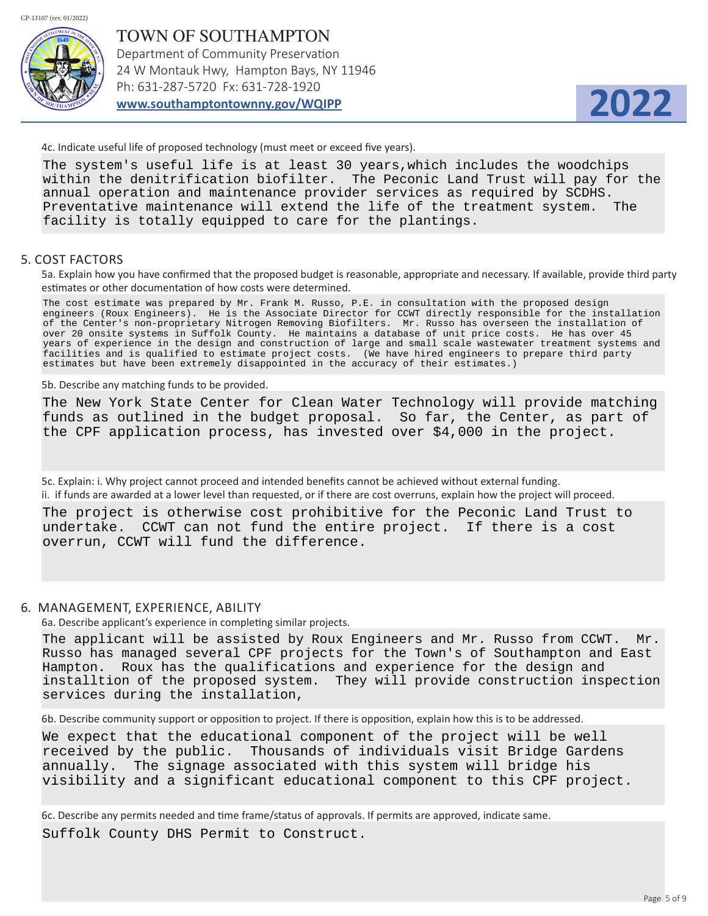CP-13107 (rev. 01/2022)

# TOWN OF SOUTHAMPTON

Department of Community Preservation
24 W Montauk Hwy, Hampton Bays, NY 11946
Ph: 631-287-5720 Fx: 631-728-1920
**www.southamptontownny.gov/WQIPP**

**2022**

4c. Indicate useful life of proposed technology (must meet or exceed five years).

The system's useful life is at least 30 years,which includes the woodchips within the denitrification biofilter. The Peconic Land Trust will pay for the annual operation and maintenance provider services as required by SCDHS. Preventative maintenance will extend the life of the treatment system. The facility is totally equipped to care for the plantings.

## 5. COST FACTORS

5a. Explain how you have confirmed that the proposed budget is reasonable, appropriate and necessary. If available, provide third party estimates or other documentation of how costs were determined.

The cost estimate was prepared by Mr. Frank M. Russo, P.E. in consultation with the proposed design engineers (Roux Engineers). He is the Associate Director for CCWT directly responsible for the installation of the Center's non-proprietary Nitrogen Removing Biofilters. Mr. Russo has overseen the installation of over 20 onsite systems in Suffolk County. He maintains a database of unit price costs. He has over 45 years of experience in the design and construction of large and small scale wastewater treatment systems and facilities and is qualified to estimate project costs. (We have hired engineers to prepare third party estimates but have been extremely disappointed in the accuracy of their estimates.)

5b. Describe any matching funds to be provided.

The New York State Center for Clean Water Technology will provide matching funds as outlined in the budget proposal. So far, the Center, as part of the CPF application process, has invested over $4,000 in the project.

5c. Explain: i. Why project cannot proceed and intended benefits cannot be achieved without external funding.
ii. if funds are awarded at a lower level than requested, or if there are cost overruns, explain how the project will proceed.

The project is otherwise cost prohibitive for the Peconic Land Trust to undertake. CCWT can not fund the entire project. If there is a cost overrun, CCWT will fund the difference.

## 6. MANAGEMENT, EXPERIENCE, ABILITY

6a. Describe applicant's experience in completing similar projects.

The applicant will be assisted by Roux Engineers and Mr. Russo from CCWT. Mr. Russo has managed several CPF projects for the Town's of Southampton and East Hampton. Roux has the qualifications and experience for the design and installtion of the proposed system. They will provide construction inspection services during the installation,

6b. Describe community support or opposition to project. If there is opposition, explain how this is to be addressed.

We expect that the educational component of the project will be well received by the public. Thousands of individuals visit Bridge Gardens annually. The signage associated with this system will bridge his visibility and a significant educational component to this CPF project.

6c. Describe any permits needed and time frame/status of approvals. If permits are approved, indicate same.

Suffolk County DHS Permit to Construct.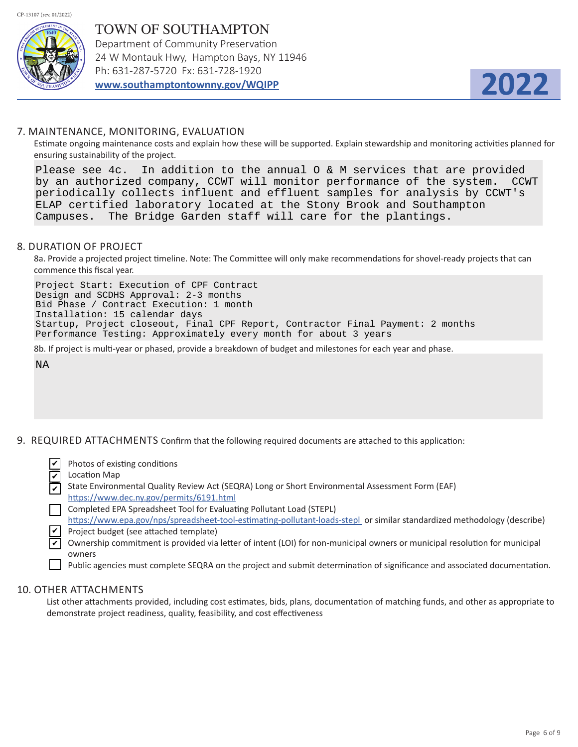# TOWN OF SOUTHAMPTON

Department of Community Preservation
24 W Montauk Hwy, Hampton Bays, NY 11946
Ph: 631-287-5720 Fx: 631-728-1920
**www.southamptontownny.gov/WQIPP**

**2022**

## 7. MAINTENANCE, MONITORING, EVALUATION

Estimate ongoing maintenance costs and explain how these will be supported. Explain stewardship and monitoring activities planned for ensuring sustainability of the project.

Please see 4c. In addition to the annual O & M services that are provided by an authorized company, CCWT will monitor performance of the system. CCWT periodically collects influent and effluent samples for analysis by CCWT's ELAP certified laboratory located at the Stony Brook and Southampton Campuses. The Bridge Garden staff will care for the plantings.

## 8. DURATION OF PROJECT

8a. Provide a projected project timeline. Note: The Committee will only make recommendations for shovel-ready projects that can commence this fiscal year.

Project Start: Execution of CPF Contract
Design and SCDHS Approval: 2-3 months
Bid Phase / Contract Execution: 1 month
Installation: 15 calendar days
Startup, Project closeout, Final CPF Report, Contractor Final Payment: 2 months
Performance Testing: Approximately every month for about 3 years

8b. If project is multi-year or phased, provide a breakdown of budget and milestones for each year and phase.

NA

## 9. REQUIRED ATTACHMENTS

Confirm that the following required documents are attached to this application:

- [x] Photos of existing conditions
- [x] Location Map
- [x] State Environmental Quality Review Act (SEQRA) Long or Short Environmental Assessment Form (EAF) https://www.dec.ny.gov/permits/6191.html
- [ ] Completed EPA Spreadsheet Tool for Evaluating Pollutant Load (STEPL) https://www.epa.gov/nps/spreadsheet-tool-estimating-pollutant-loads-stepl or similar standardized methodology (describe)
- [x] Project budget (see attached template)
- [x] Ownership commitment is provided via letter of intent (LOI) for non-municipal owners or municipal resolution for municipal owners
- [ ] Public agencies must complete SEQRA on the project and submit determination of significance and associated documentation.

## 10. OTHER ATTACHMENTS

List other attachments provided, including cost estimates, bids, plans, documentation of matching funds, and other as appropriate to demonstrate project readiness, quality, feasibility, and cost effectiveness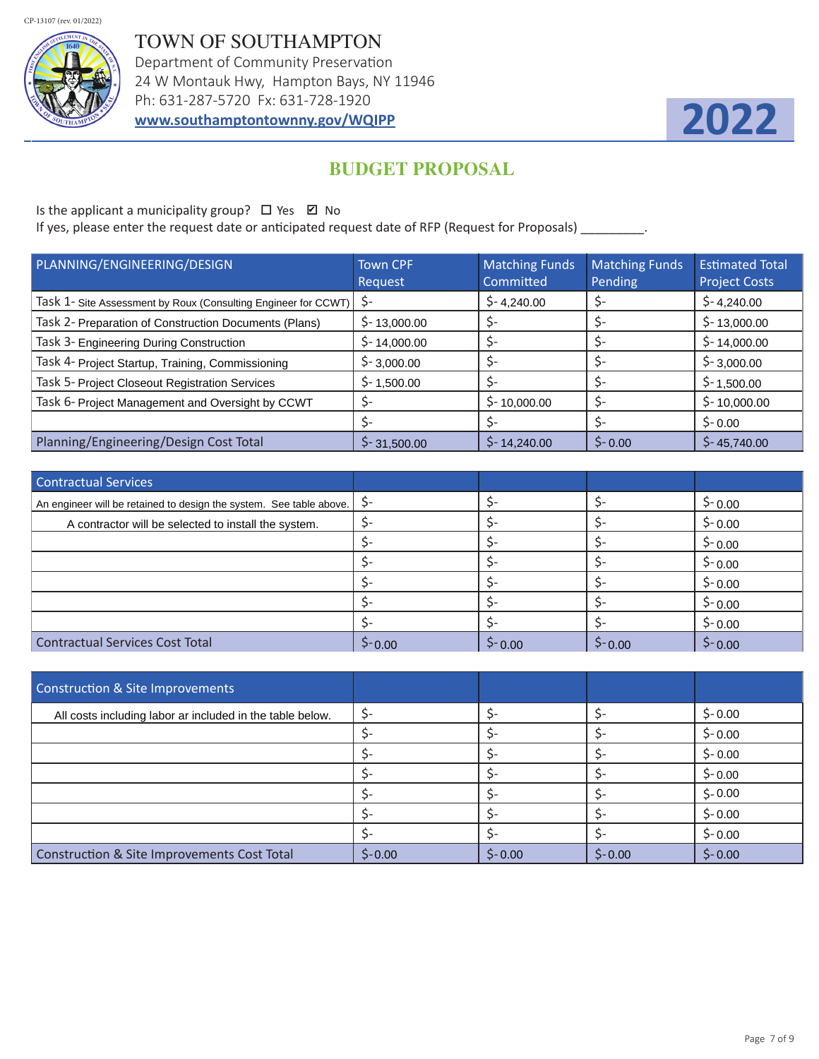CP-13107 (rev. 01/2022)

# TOWN OF SOUTHAMPTON

Department of Community Preservation
24 W Montauk Hwy, Hampton Bays, NY 11946
Ph: 631-287-5720 Fx: 631-728-1920
www.southamptontownny.gov/WQIPP

**2022**

## BUDGET PROPOSAL

Is the applicant a municipality group? ☐ Yes ☑ No
If yes, please enter the request date or anticipated request date of RFP (Request for Proposals) _________.

| PLANNING/ENGINEERING/DESIGN | Town CPF Request | Matching Funds Committed | Matching Funds Pending | Estimated Total Project Costs |
|---|---|---|---|---|
| Task 1- Site Assessment by Roux (Consulting Engineer for CCWT) | $- | $- 4,240.00 | $- | $- 4,240.00 |
| Task 2- Preparation of Construction Documents (Plans) | $- 13,000.00 | $- | $- | $- 13,000.00 |
| Task 3- Engineering During Construction | $- 14,000.00 | $- | $- | $- 14,000.00 |
| Task 4- Project Startup, Training, Commissioning | $- 3,000.00 | $- | $- | $- 3,000.00 |
| Task 5- Project Closeout Registration Services | $- 1,500.00 | $- | $- | $- 1,500.00 |
| Task 6- Project Management and Oversight by CCWT | $- | $- 10,000.00 | $- | $- 10,000.00 |
| | $- | $- | $- | $- 0.00 |
| Planning/Engineering/Design Cost Total | $- 31,500.00 | $- 14,240.00 | $- 0.00 | $- 45,740.00 |

| Contractual Services | | | | |
|---|---|---|---|---|
| An engineer will be retained to design the system. See table above. | $- | $- | $- | $- 0.00 |
| A contractor will be selected to install the system. | $- | $- | $- | $- 0.00 |
| | $- | $- | $- | $- 0.00 |
| | $- | $- | $- | $- 0.00 |
| | $- | $- | $- | $- 0.00 |
| | $- | $- | $- | $- 0.00 |
| | $- | $- | $- | $- 0.00 |
| Contractual Services Cost Total | $- 0.00 | $- 0.00 | $- 0.00 | $- 0.00 |

| Construction & Site Improvements | | | | |
|---|---|---|---|---|
| All costs including labor ar included in the table below. | $- | $- | $- | $- 0.00 |
| | $- | $- | $- | $- 0.00 |
| | $- | $- | $- | $- 0.00 |
| | $- | $- | $- | $- 0.00 |
| | $- | $- | $- | $- 0.00 |
| | $- | $- | $- | $- 0.00 |
| | $- | $- | $- | $- 0.00 |
| Construction & Site Improvements Cost Total | $- 0.00 | $- 0.00 | $- 0.00 | $- 0.00 |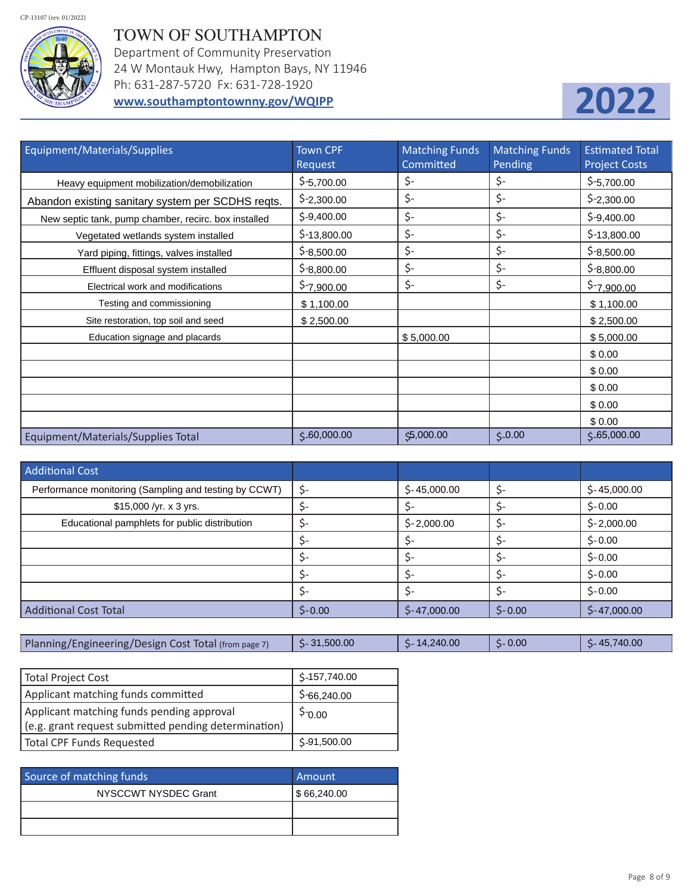CP-13107 (rev. 01/2022)

# TOWN OF SOUTHAMPTON

Department of Community Preservation
24 W Montauk Hwy, Hampton Bays, NY 11946
Ph: 631-287-5720 Fx: 631-728-1920
**www.southamptontownny.gov/WQIPP**

**2022**

| Equipment/Materials/Supplies | Town CPF Request | Matching Funds Committed | Matching Funds Pending | Estimated Total Project Costs |
|---|---|---|---|---|
| Heavy equipment mobilization/demobilization | $-5,700.00 | $- | $- | $-5,700.00 |
| Abandon existing sanitary system per SCDHS reqts. | $-2,300.00 | $- | $- | $-2,300.00 |
| New septic tank, pump chamber, recirc. box installed | $-9,400.00 | $- | $- | $-9,400.00 |
| Vegetated wetlands system installed | $-13,800.00 | $- | $- | $-13,800.00 |
| Yard piping, fittings, valves installed | $-8,500.00 | $- | $- | $-8,500.00 |
| Effluent disposal system installed | $-8,800.00 | $- | $- | $-8,800.00 |
| Electrical work and modifications | $-7,900.00 | $- | $- | $-7,900.00 |
| Testing and commissioning | $ 1,100.00 | | | $ 1,100.00 |
| Site restoration, top soil and seed | $ 2,500.00 | | | $ 2,500.00 |
| Education signage and placards | | $ 5,000.00 | | $ 5,000.00 |
| | | | | $ 0.00 |
| | | | | $ 0.00 |
| | | | | $ 0.00 |
| | | | | $ 0.00 |
| | | | | $ 0.00 |
| Equipment/Materials/Supplies Total | $-60,000.00 | $5,000.00 | $-0.00 | $-65,000.00 |

| Additional Cost | | | | |
|---|---|---|---|---|
| Performance monitoring (Sampling and testing by CCWT) | $- | $-45,000.00 | $- | $-45,000.00 |
| $15,000 /yr. x 3 yrs. | $- | $- | $- | $-0.00 |
| Educational pamphlets for public distribution | $- | $-2,000.00 | $- | $-2,000.00 |
| | $- | $- | $- | $-0.00 |
| | $- | $- | $- | $-0.00 |
| | $- | $- | $- | $-0.00 |
| | $- | $- | $- | $-0.00 |
| Additional Cost Total | $-0.00 | $-47,000.00 | $-0.00 | $-47,000.00 |

| Planning/Engineering/Design Cost Total (from page 7) | $-31,500.00 | $-14,240.00 | $-0.00 | $-45,740.00 |
|---|---|---|---|---|

| | |
|---|---|
| Total Project Cost | $-157,740.00 |
| Applicant matching funds committed | $-66,240.00 |
| Applicant matching funds pending approval (e.g. grant request submitted pending determination) | $-0.00 |
| Total CPF Funds Requested | $-91,500.00 |

| Source of matching funds | Amount |
|---|---|
| NYSCCWT NYSDEC Grant | $ 66,240.00 |
| | |
| | |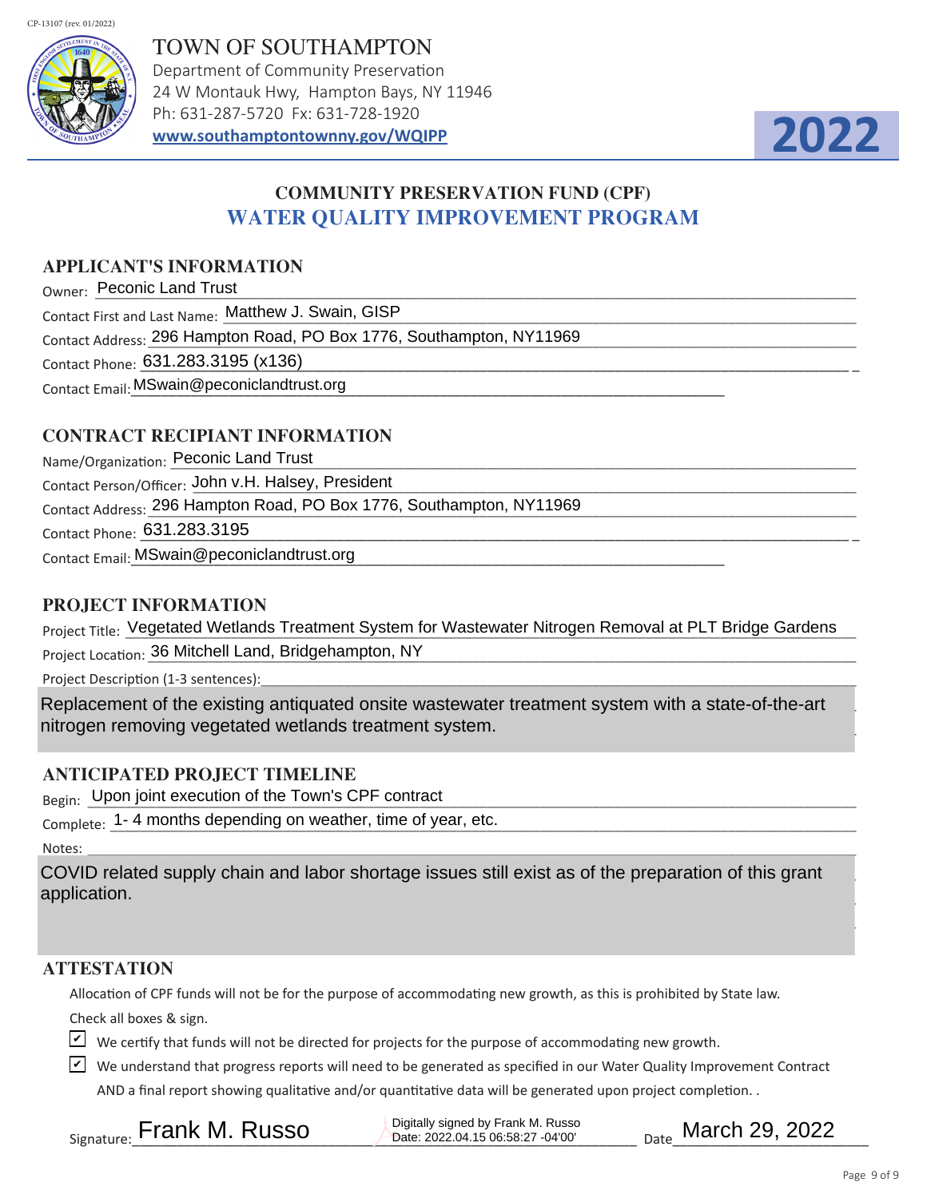CP-13107 (rev. 01/2022)

# TOWN OF SOUTHAMPTON

Department of Community Preservation
24 W Montauk Hwy, Hampton Bays, NY 11946
Ph: 631-287-5720 Fx: 631-728-1920
**www.southamptontownny.gov/WQIPP**

**2022**

## COMMUNITY PRESERVATION FUND (CPF)
## WATER QUALITY IMPROVEMENT PROGRAM

### APPLICANT'S INFORMATION

Owner: Peconic Land Trust

Contact First and Last Name: Matthew J. Swain, GISP

Contact Address: 296 Hampton Road, PO Box 1776, Southampton, NY11969

Contact Phone: 631.283.3195 (x136)

Contact Email: MSwain@peconiclandtrust.org

### CONTRACT RECIPIANT INFORMATION

Name/Organization: Peconic Land Trust

Contact Person/Officer: John v.H. Halsey, President

Contact Address: 296 Hampton Road, PO Box 1776, Southampton, NY11969

Contact Phone: 631.283.3195

Contact Email: MSwain@peconiclandtrust.org

### PROJECT INFORMATION

Project Title: Vegetated Wetlands Treatment System for Wastewater Nitrogen Removal at PLT Bridge Gardens

Project Location: 36 Mitchell Land, Bridgehampton, NY

Project Description (1-3 sentences):

Replacement of the existing antiquated onsite wastewater treatment system with a state-of-the-art nitrogen removing vegetated wetlands treatment system.

### ANTICIPATED PROJECT TIMELINE

Begin: Upon joint execution of the Town's CPF contract

Complete: 1- 4 months depending on weather, time of year, etc.

Notes:

COVID related supply chain and labor shortage issues still exist as of the preparation of this grant application.

### ATTESTATION

Allocation of CPF funds will not be for the purpose of accommodating new growth, as this is prohibited by State law.

Check all boxes & sign.

- ☑ We certify that funds will not be directed for projects for the purpose of accommodating new growth.
- ☑ We understand that progress reports will need to be generated as specified in our Water Quality Improvement Contract AND a final report showing qualitative and/or quantitative data will be generated upon project completion. .

Signature: Frank M. Russo — Digitally signed by Frank M. Russo Date: 2022.04.15 06:58:27 -04'00'

Date: March 29, 2022